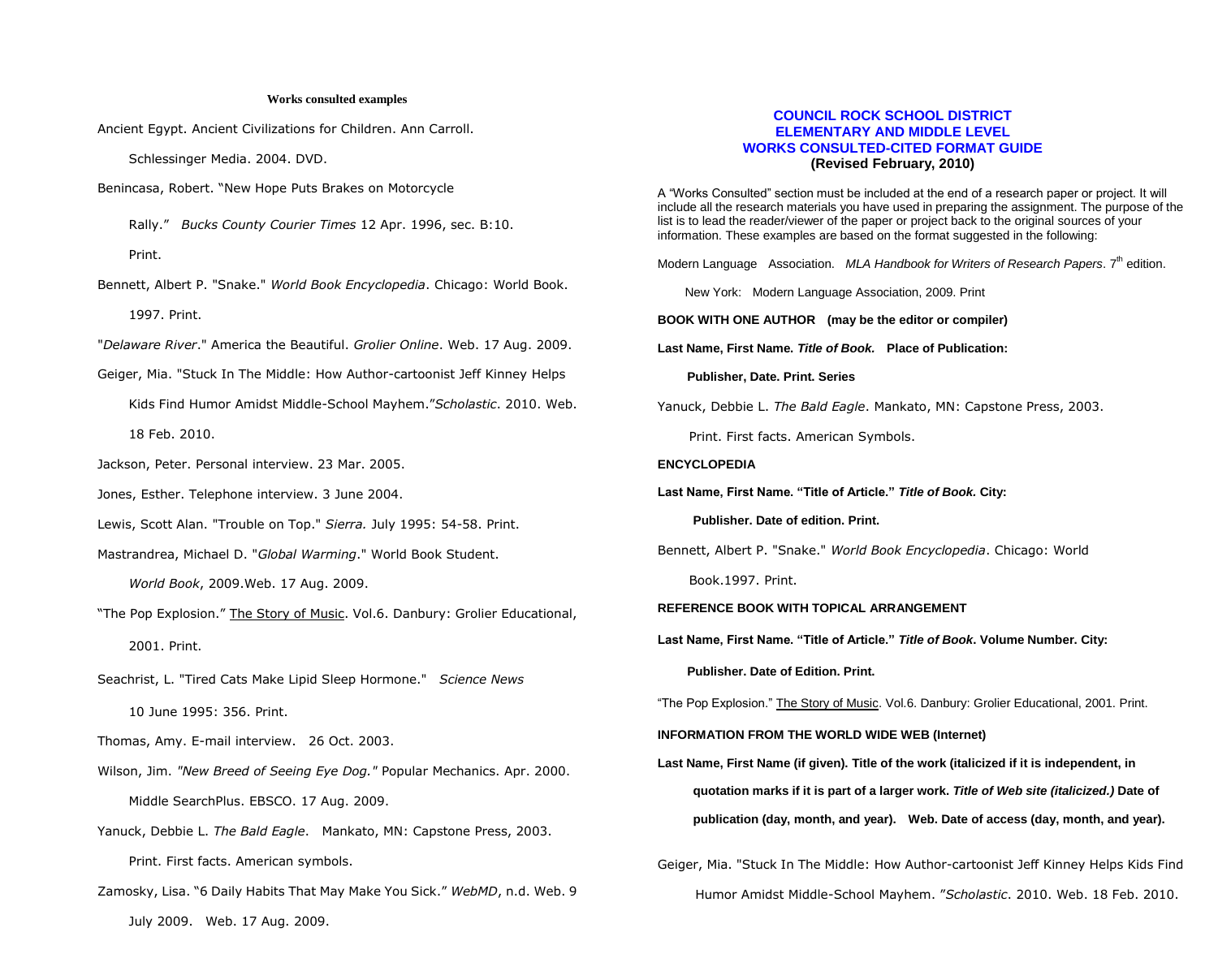**Works consulted examples**

Ancient Egypt. Ancient Civilizations for Children. Ann Carroll. Schlessinger Media. 2004. DVD.

Benincasa, Robert. "New Hope Puts Brakes on Motorcycle Rally." *Bucks County Courier Times* 12 Apr. 1996, sec. B:10. Print.

Bennett, Albert P. "Snake." *World Book Encyclopedia*. Chicago: World Book. 1997. Print.

"*Delaware River*." America the Beautiful. *Grolier Online*. Web. 17 Aug. 2009.

Geiger, Mia. "Stuck In The Middle: How Author-cartoonist Jeff Kinney Helps Kids Find Humor Amidst Middle-School Mayhem."*Scholastic*. 2010. Web. 18 Feb. 2010.

Jackson, Peter. Personal interview. 23 Mar. 2005.

Jones, Esther. Telephone interview. 3 June 2004.

Lewis, Scott Alan. "Trouble on Top." *Sierra.* July 1995: 54-58. Print.

Mastrandrea, Michael D. "*Global Warming*." World Book Student. *World Book*, 2009.Web. 17 Aug. 2009.

"The Pop Explosion." <u>The Story of Music</u>. Vol.6. Danbury: Grolier Educational, 2001. Print.

Seachrist, L. "Tired Cats Make Lipid Sleep Hormone." *Science News* 10 June 1995: 356. Print.

Thomas, Amy. E-mail interview. 26 Oct. 2003.

Wilson, Jim. *"New Breed of Seeing Eye Dog."* Popular Mechanics. Apr. 2000. Middle SearchPlus. EBSCO. 17 Aug. 2009.

Yanuck, Debbie L. *The Bald Eagle*. Mankato, MN: Capstone Press, 2003. Print. First facts. American symbols.

Zamosky, Lisa. "6 Daily Habits That May Make You Sick." *WebMD*, n.d. Web. 9 July 2009. Web. 17 Aug. 2009.

# COUNCIL ROCK SCHOOL DISTRICT
# ELEMENTARY AND MIDDLE LEVEL
# WORKS CONSULTED-CITED FORMAT GUIDE
**(Revised February, 2010)**

A "Works Consulted" section must be included at the end of a research paper or project. It will include all the research materials you have used in preparing the assignment. The purpose of the list is to lead the reader/viewer of the paper or project back to the original sources of your information. These examples are based on the format suggested in the following:

Modern Language Association. *MLA Handbook for Writers of Research Papers*. 7th edition. New York: Modern Language Association, 2009. Print

**BOOK WITH ONE AUTHOR (may be the editor or compiler)**

**Last Name, First Name. *Title of Book.* Place of Publication: Publisher, Date. Print. Series**

Yanuck, Debbie L. *The Bald Eagle*. Mankato, MN: Capstone Press, 2003. Print. First facts. American Symbols.

**ENCYCLOPEDIA**

**Last Name, First Name. "Title of Article." *Title of Book.* City: Publisher. Date of edition. Print.**

Bennett, Albert P. "Snake." *World Book Encyclopedia*. Chicago: World Book.1997. Print.

**REFERENCE BOOK WITH TOPICAL ARRANGEMENT**

**Last Name, First Name. "Title of Article." *Title of Book*. Volume Number. City: Publisher. Date of Edition. Print.**

"The Pop Explosion." <u>The Story of Music</u>. Vol.6. Danbury: Grolier Educational, 2001. Print.

**INFORMATION FROM THE WORLD WIDE WEB (Internet)**

**Last Name, First Name (if given). Title of the work (italicized if it is independent, in quotation marks if it is part of a larger work. *Title of Web site (italicized.)* Date of publication (day, month, and year). Web. Date of access (day, month, and year).**

Geiger, Mia. "Stuck In The Middle: How Author-cartoonist Jeff Kinney Helps Kids Find Humor Amidst Middle-School Mayhem. "*Scholastic*. 2010. Web. 18 Feb. 2010.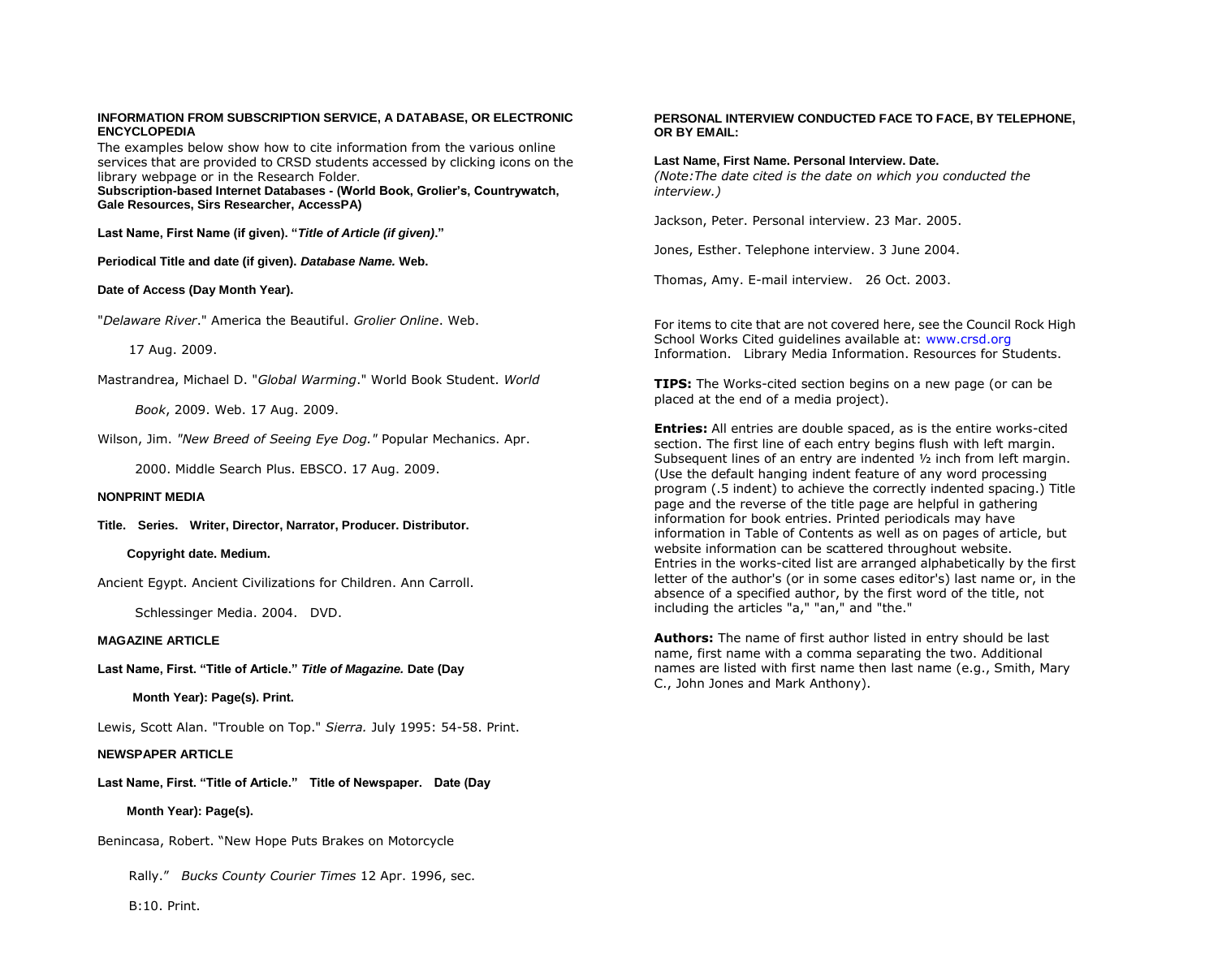**INFORMATION FROM SUBSCRIPTION SERVICE, A DATABASE, OR ELECTRONIC ENCYCLOPEDIA**

The examples below show how to cite information from the various online services that are provided to CRSD students accessed by clicking icons on the library webpage or in the Research Folder.

**Subscription-based Internet Databases - (World Book, Grolier's, Countrywatch, Gale Resources, Sirs Researcher, AccessPA)**

**Last Name, First Name (if given). "*Title of Article (if given)*."**

**Periodical Title and date (if given). *Database Name.* Web.**

**Date of Access (Day Month Year).**

"*Delaware River*." America the Beautiful. *Grolier Online*. Web.

17 Aug. 2009.

Mastrandrea, Michael D. "*Global Warming*." World Book Student. *World*

*Book*, 2009. Web. 17 Aug. 2009.

Wilson, Jim. *"New Breed of Seeing Eye Dog."* Popular Mechanics. Apr.

2000. Middle Search Plus. EBSCO. 17 Aug. 2009.

**NONPRINT MEDIA**

**Title. Series. Writer, Director, Narrator, Producer. Distributor.**

**Copyright date. Medium.**

Ancient Egypt. Ancient Civilizations for Children. Ann Carroll.

Schlessinger Media. 2004. DVD.

**MAGAZINE ARTICLE**

**Last Name, First. "Title of Article." *Title of Magazine.* Date (Day**

**Month Year): Page(s). Print.**

Lewis, Scott Alan. "Trouble on Top." *Sierra.* July 1995: 54-58. Print.

**NEWSPAPER ARTICLE**

**Last Name, First. "Title of Article." Title of Newspaper. Date (Day**

**Month Year): Page(s).**

Benincasa, Robert. "New Hope Puts Brakes on Motorcycle

Rally." *Bucks County Courier Times* 12 Apr. 1996, sec.

B:10. Print.

**PERSONAL INTERVIEW CONDUCTED FACE TO FACE, BY TELEPHONE, OR BY EMAIL:**

**Last Name, First Name. Personal Interview. Date.**

*(Note:The date cited is the date on which you conducted the interview.)*

Jackson, Peter. Personal interview. 23 Mar. 2005.

Jones, Esther. Telephone interview. 3 June 2004.

Thomas, Amy. E-mail interview. 26 Oct. 2003.

For items to cite that are not covered here, see the Council Rock High School Works Cited guidelines available at: www.crsd.org Information. Library Media Information. Resources for Students.

**TIPS:** The Works-cited section begins on a new page (or can be placed at the end of a media project).

**Entries:** All entries are double spaced, as is the entire works-cited section. The first line of each entry begins flush with left margin. Subsequent lines of an entry are indented ½ inch from left margin. (Use the default hanging indent feature of any word processing program (.5 indent) to achieve the correctly indented spacing.) Title page and the reverse of the title page are helpful in gathering information for book entries. Printed periodicals may have information in Table of Contents as well as on pages of article, but website information can be scattered throughout website.
Entries in the works-cited list are arranged alphabetically by the first letter of the author's (or in some cases editor's) last name or, in the absence of a specified author, by the first word of the title, not including the articles "a," "an," and "the."

**Authors:** The name of first author listed in entry should be last name, first name with a comma separating the two. Additional names are listed with first name then last name (e.g., Smith, Mary C., John Jones and Mark Anthony).